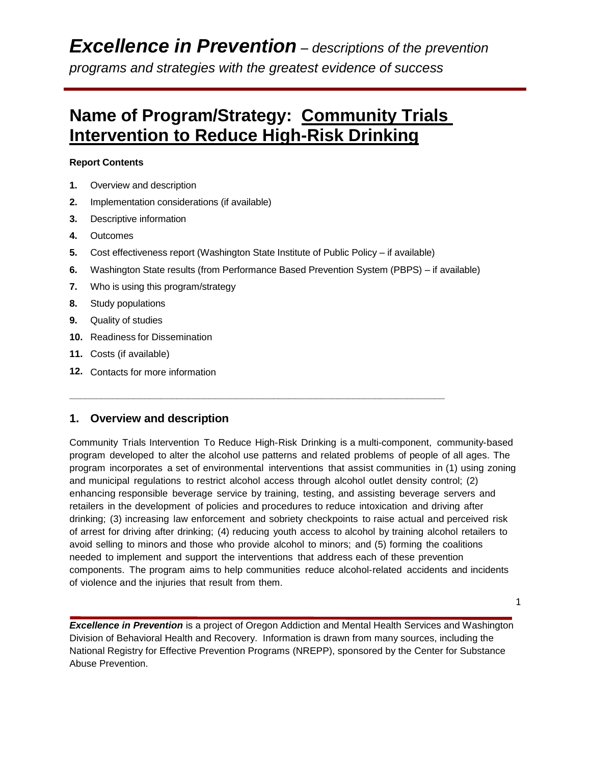# *Excellence in Prevention* – *descriptions of the prevention programs and strategies with the greatest evidence of success*

# Name of Program/Strategy: Community Trials Intervention to Reduce High-Risk Drinking

**Report Contents**

1. Overview and description
2. Implementation considerations (if available)
3. Descriptive information
4. Outcomes
5. Cost effectiveness report (Washington State Institute of Public Policy – if available)
6. Washington State results (from Performance Based Prevention System (PBPS) – if available)
7. Who is using this program/strategy
8. Study populations
9. Quality of studies
10. Readiness for Dissemination
11. Costs (if available)
12. Contacts for more information

---

## 1. Overview and description

Community Trials Intervention To Reduce High-Risk Drinking is a multi-component, community-based program developed to alter the alcohol use patterns and related problems of people of all ages. The program incorporates a set of environmental interventions that assist communities in (1) using zoning and municipal regulations to restrict alcohol access through alcohol outlet density control; (2) enhancing responsible beverage service by training, testing, and assisting beverage servers and retailers in the development of policies and procedures to reduce intoxication and driving after drinking; (3) increasing law enforcement and sobriety checkpoints to raise actual and perceived risk of arrest for driving after drinking; (4) reducing youth access to alcohol by training alcohol retailers to avoid selling to minors and those who provide alcohol to minors; and (5) forming the coalitions needed to implement and support the interventions that address each of these prevention components. The program aims to help communities reduce alcohol-related accidents and incidents of violence and the injuries that result from them.

***Excellence in Prevention*** is a project of Oregon Addiction and Mental Health Services and Washington Division of Behavioral Health and Recovery. Information is drawn from many sources, including the National Registry for Effective Prevention Programs (NREPP), sponsored by the Center for Substance Abuse Prevention.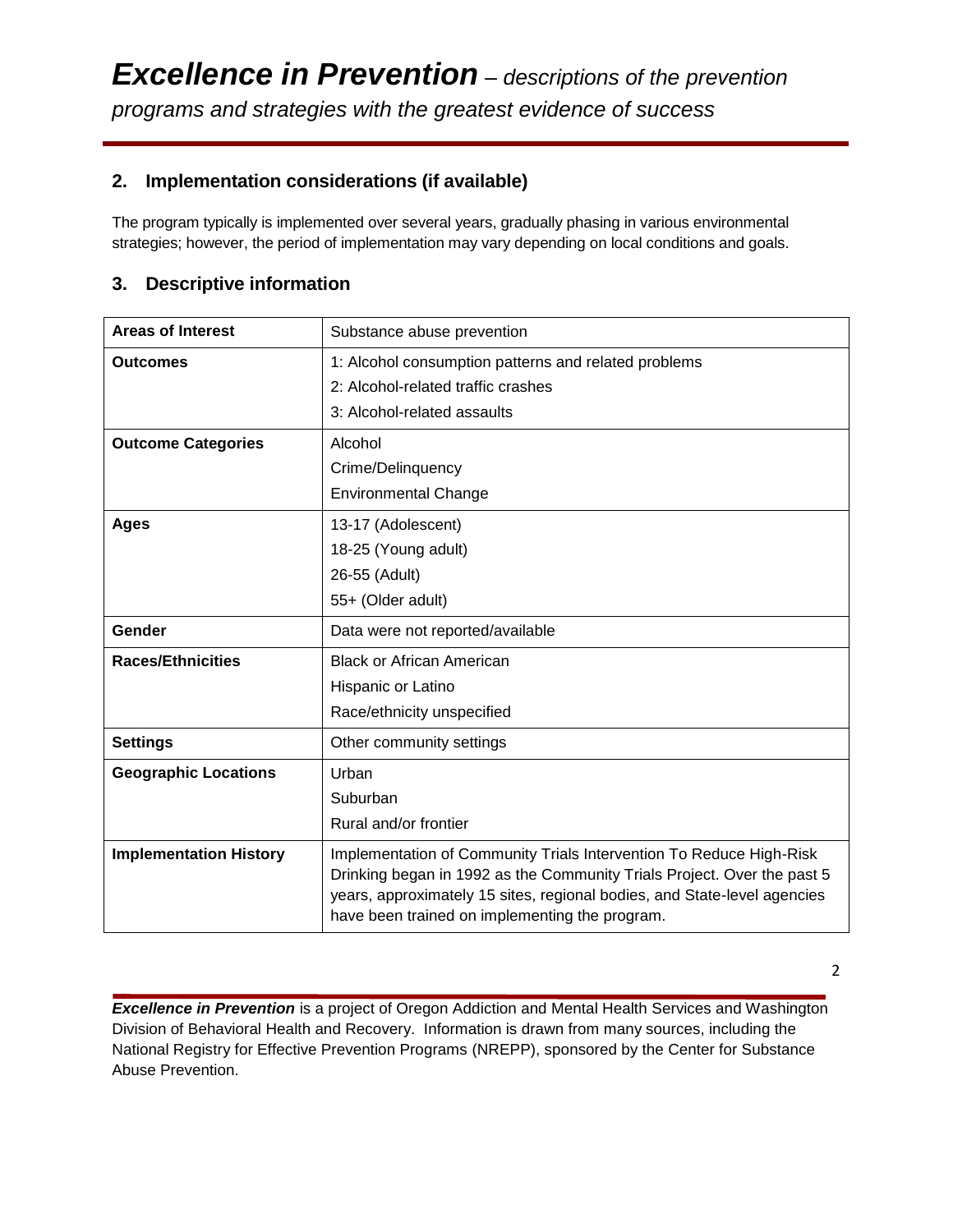## 2. Implementation considerations (if available)

The program typically is implemented over several years, gradually phasing in various environmental strategies; however, the period of implementation may vary depending on local conditions and goals.

## 3. Descriptive information

| | |
|---|---|
| **Areas of Interest** | Substance abuse prevention |
| **Outcomes** | 1: Alcohol consumption patterns and related problems<br>2: Alcohol-related traffic crashes<br>3: Alcohol-related assaults |
| **Outcome Categories** | Alcohol<br>Crime/Delinquency<br>Environmental Change |
| **Ages** | 13-17 (Adolescent)<br>18-25 (Young adult)<br>26-55 (Adult)<br>55+ (Older adult) |
| **Gender** | Data were not reported/available |
| **Races/Ethnicities** | Black or African American<br>Hispanic or Latino<br>Race/ethnicity unspecified |
| **Settings** | Other community settings |
| **Geographic Locations** | Urban<br>Suburban<br>Rural and/or frontier |
| **Implementation History** | Implementation of Community Trials Intervention To Reduce High-Risk Drinking began in 1992 as the Community Trials Project. Over the past 5 years, approximately 15 sites, regional bodies, and State-level agencies have been trained on implementing the program. |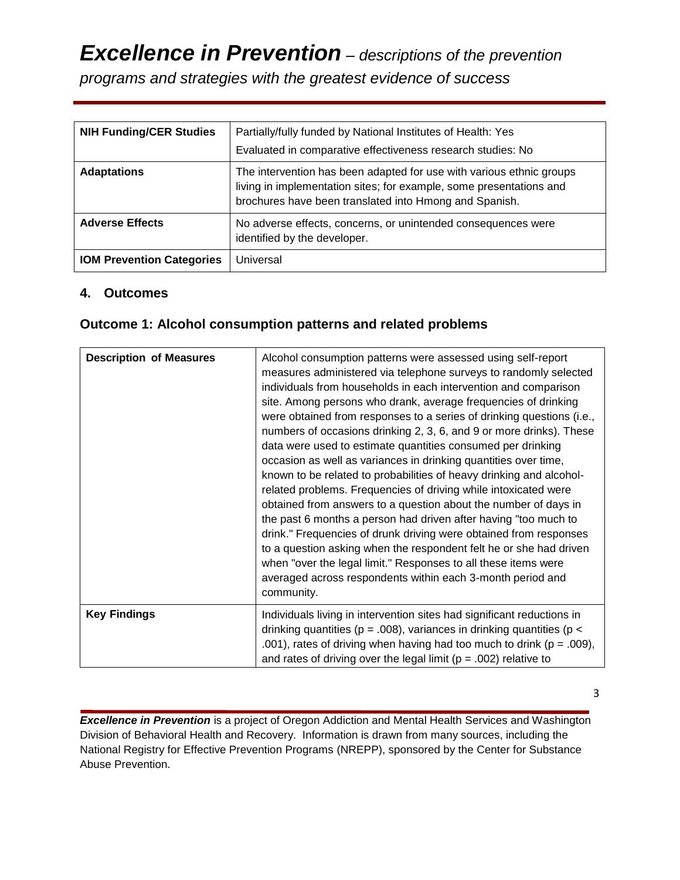| | |
|---|---|
| **NIH Funding/CER Studies** | Partially/fully funded by National Institutes of Health: Yes<br>Evaluated in comparative effectiveness research studies: No |
| **Adaptations** | The intervention has been adapted for use with various ethnic groups living in implementation sites; for example, some presentations and brochures have been translated into Hmong and Spanish. |
| **Adverse Effects** | No adverse effects, concerns, or unintended consequences were identified by the developer. |
| **IOM Prevention Categories** | Universal |

## 4. Outcomes

### Outcome 1: Alcohol consumption patterns and related problems

| | |
|---|---|
| **Description of Measures** | Alcohol consumption patterns were assessed using self-report measures administered via telephone surveys to randomly selected individuals from households in each intervention and comparison site. Among persons who drank, average frequencies of drinking were obtained from responses to a series of drinking questions (i.e., numbers of occasions drinking 2, 3, 6, and 9 or more drinks). These data were used to estimate quantities consumed per drinking occasion as well as variances in drinking quantities over time, known to be related to probabilities of heavy drinking and alcohol-related problems. Frequencies of driving while intoxicated were obtained from answers to a question about the number of days in the past 6 months a person had driven after having "too much to drink." Frequencies of drunk driving were obtained from responses to a question asking when the respondent felt he or she had driven when "over the legal limit." Responses to all these items were averaged across respondents within each 3-month period and community. |
| **Key Findings** | Individuals living in intervention sites had significant reductions in drinking quantities ($p = .008$), variances in drinking quantities ($p < .001$), rates of driving when having had too much to drink ($p = .009$), and rates of driving over the legal limit ($p = .002$) relative to |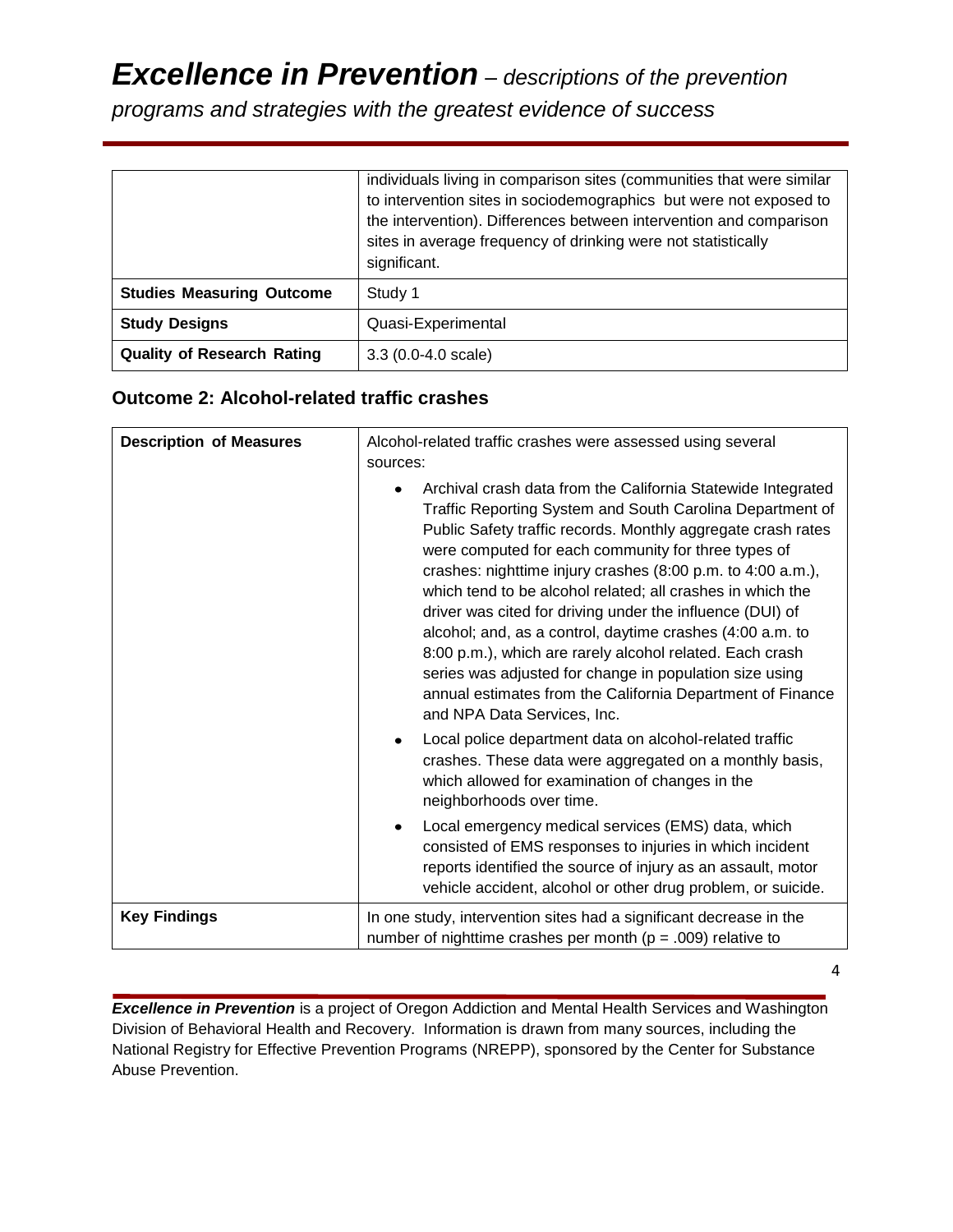| | |
|---|---|
| | individuals living in comparison sites (communities that were similar to intervention sites in sociodemographics but were not exposed to the intervention). Differences between intervention and comparison sites in average frequency of drinking were not statistically significant. |
| **Studies Measuring Outcome** | Study 1 |
| **Study Designs** | Quasi-Experimental |
| **Quality of Research Rating** | 3.3 (0.0-4.0 scale) |

### Outcome 2: Alcohol-related traffic crashes

| | |
|---|---|
| **Description of Measures** | Alcohol-related traffic crashes were assessed using several sources:<br>• Archival crash data from the California Statewide Integrated Traffic Reporting System and South Carolina Department of Public Safety traffic records. Monthly aggregate crash rates were computed for each community for three types of crashes: nighttime injury crashes (8:00 p.m. to 4:00 a.m.), which tend to be alcohol related; all crashes in which the driver was cited for driving under the influence (DUI) of alcohol; and, as a control, daytime crashes (4:00 a.m. to 8:00 p.m.), which are rarely alcohol related. Each crash series was adjusted for change in population size using annual estimates from the California Department of Finance and NPA Data Services, Inc.<br>• Local police department data on alcohol-related traffic crashes. These data were aggregated on a monthly basis, which allowed for examination of changes in the neighborhoods over time.<br>• Local emergency medical services (EMS) data, which consisted of EMS responses to injuries in which incident reports identified the source of injury as an assault, motor vehicle accident, alcohol or other drug problem, or suicide. |
| **Key Findings** | In one study, intervention sites had a significant decrease in the number of nighttime crashes per month ($p = .009$) relative to |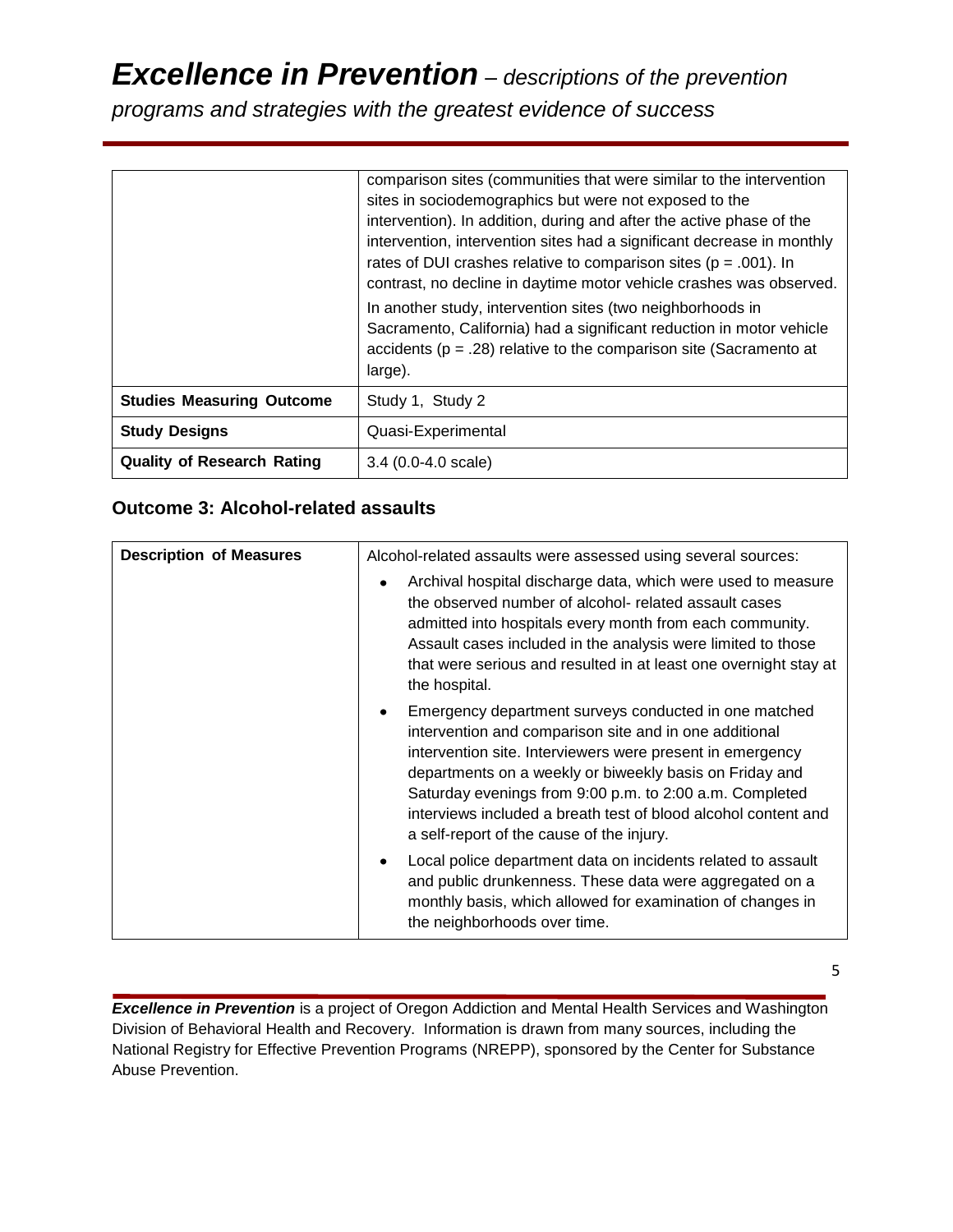| | |
|---|---|
| | comparison sites (communities that were similar to the intervention sites in sociodemographics but were not exposed to the intervention). In addition, during and after the active phase of the intervention, intervention sites had a significant decrease in monthly rates of DUI crashes relative to comparison sites ($p = .001$). In contrast, no decline in daytime motor vehicle crashes was observed.<br><br>In another study, intervention sites (two neighborhoods in Sacramento, California) had a significant reduction in motor vehicle accidents ($p = .28$) relative to the comparison site (Sacramento at large). |
| **Studies Measuring Outcome** | Study 1, Study 2 |
| **Study Designs** | Quasi-Experimental |
| **Quality of Research Rating** | 3.4 (0.0-4.0 scale) |

### Outcome 3: Alcohol-related assaults

| | |
|---|---|
| **Description of Measures** | Alcohol-related assaults were assessed using several sources:<br><br>• Archival hospital discharge data, which were used to measure the observed number of alcohol- related assault cases admitted into hospitals every month from each community. Assault cases included in the analysis were limited to those that were serious and resulted in at least one overnight stay at the hospital.<br><br>• Emergency department surveys conducted in one matched intervention and comparison site and in one additional intervention site. Interviewers were present in emergency departments on a weekly or biweekly basis on Friday and Saturday evenings from 9:00 p.m. to 2:00 a.m. Completed interviews included a breath test of blood alcohol content and a self-report of the cause of the injury.<br><br>• Local police department data on incidents related to assault and public drunkenness. These data were aggregated on a monthly basis, which allowed for examination of changes in the neighborhoods over time. |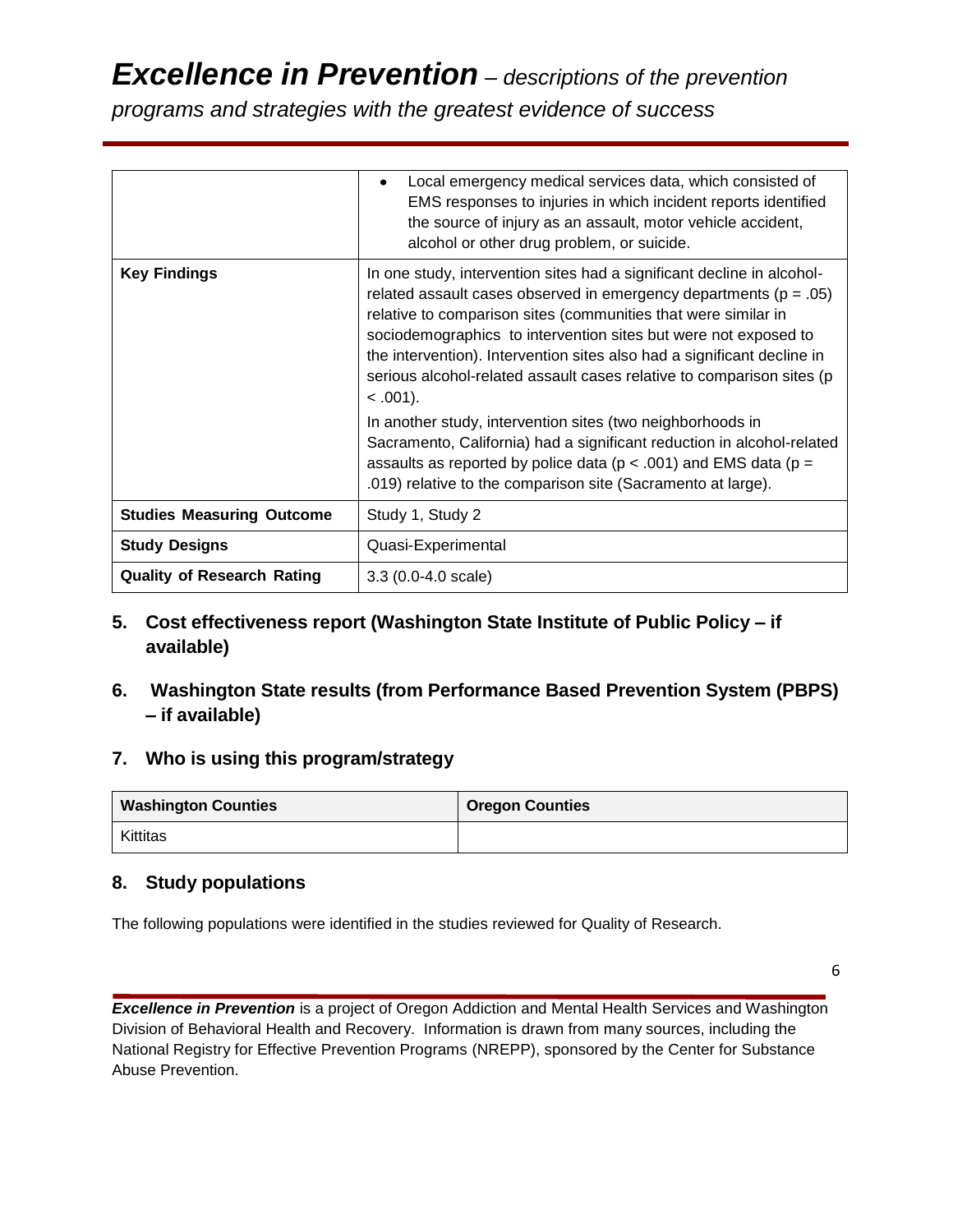| | |
|---|---|
| | • Local emergency medical services data, which consisted of EMS responses to injuries in which incident reports identified the source of injury as an assault, motor vehicle accident, alcohol or other drug problem, or suicide. |
| **Key Findings** | In one study, intervention sites had a significant decline in alcohol-related assault cases observed in emergency departments ($p = .05$) relative to comparison sites (communities that were similar in sociodemographics to intervention sites but were not exposed to the intervention). Intervention sites also had a significant decline in serious alcohol-related assault cases relative to comparison sites ($p < .001$).<br><br>In another study, intervention sites (two neighborhoods in Sacramento, California) had a significant reduction in alcohol-related assaults as reported by police data ($p < .001$) and EMS data ($p = .019$) relative to the comparison site (Sacramento at large). |
| **Studies Measuring Outcome** | Study 1, Study 2 |
| **Study Designs** | Quasi-Experimental |
| **Quality of Research Rating** | 3.3 (0.0-4.0 scale) |

## 5. Cost effectiveness report (Washington State Institute of Public Policy – if available)

## 6. Washington State results (from Performance Based Prevention System (PBPS) – if available)

## 7. Who is using this program/strategy

| Washington Counties | Oregon Counties |
|---|---|
| Kittitas | |

## 8. Study populations

The following populations were identified in the studies reviewed for Quality of Research.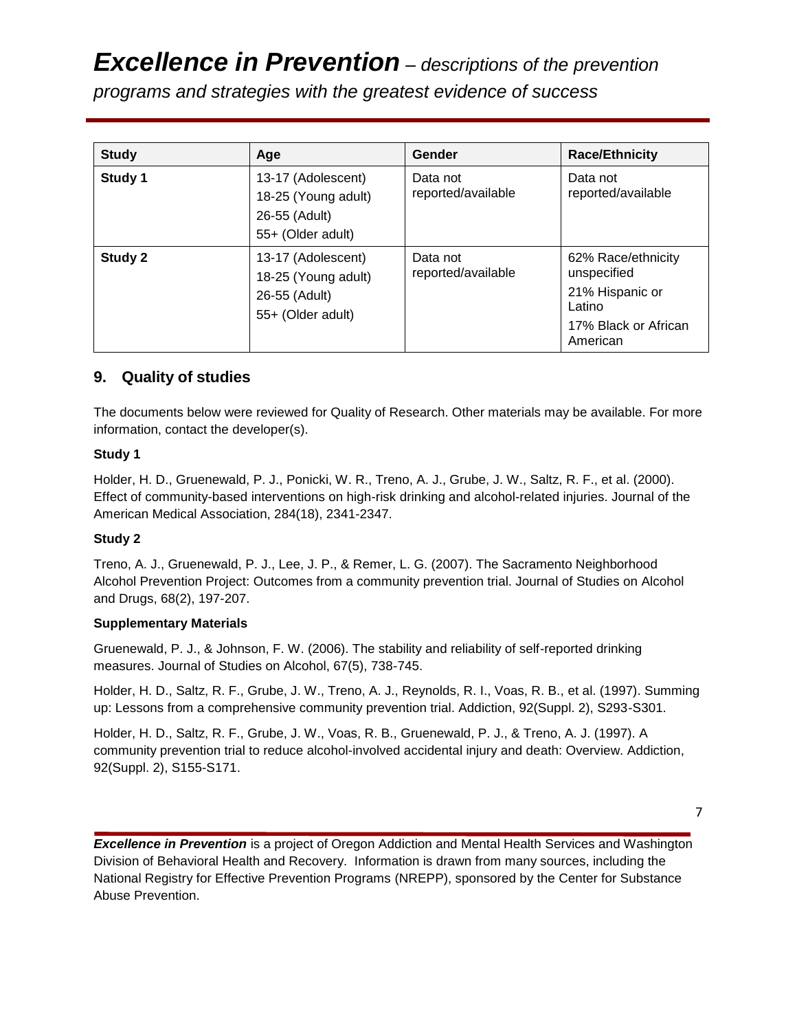| Study | Age | Gender | Race/Ethnicity |
| --- | --- | --- | --- |
| **Study 1** | 13-17 (Adolescent)<br>18-25 (Young adult)<br>26-55 (Adult)<br>55+ (Older adult) | Data not reported/available | Data not reported/available |
| **Study 2** | 13-17 (Adolescent)<br>18-25 (Young adult)<br>26-55 (Adult)<br>55+ (Older adult) | Data not reported/available | 62% Race/ethnicity unspecified<br>21% Hispanic or Latino<br>17% Black or African American |

## 9. Quality of studies

The documents below were reviewed for Quality of Research. Other materials may be available. For more information, contact the developer(s).

**Study 1**

Holder, H. D., Gruenewald, P. J., Ponicki, W. R., Treno, A. J., Grube, J. W., Saltz, R. F., et al. (2000). Effect of community-based interventions on high-risk drinking and alcohol-related injuries. Journal of the American Medical Association, 284(18), 2341-2347.

**Study 2**

Treno, A. J., Gruenewald, P. J., Lee, J. P., & Remer, L. G. (2007). The Sacramento Neighborhood Alcohol Prevention Project: Outcomes from a community prevention trial. Journal of Studies on Alcohol and Drugs, 68(2), 197-207.

**Supplementary Materials**

Gruenewald, P. J., & Johnson, F. W. (2006). The stability and reliability of self-reported drinking measures. Journal of Studies on Alcohol, 67(5), 738-745.

Holder, H. D., Saltz, R. F., Grube, J. W., Treno, A. J., Reynolds, R. I., Voas, R. B., et al. (1997). Summing up: Lessons from a comprehensive community prevention trial. Addiction, 92(Suppl. 2), S293-S301.

Holder, H. D., Saltz, R. F., Grube, J. W., Voas, R. B., Gruenewald, P. J., & Treno, A. J. (1997). A community prevention trial to reduce alcohol-involved accidental injury and death: Overview. Addiction, 92(Suppl. 2), S155-S171.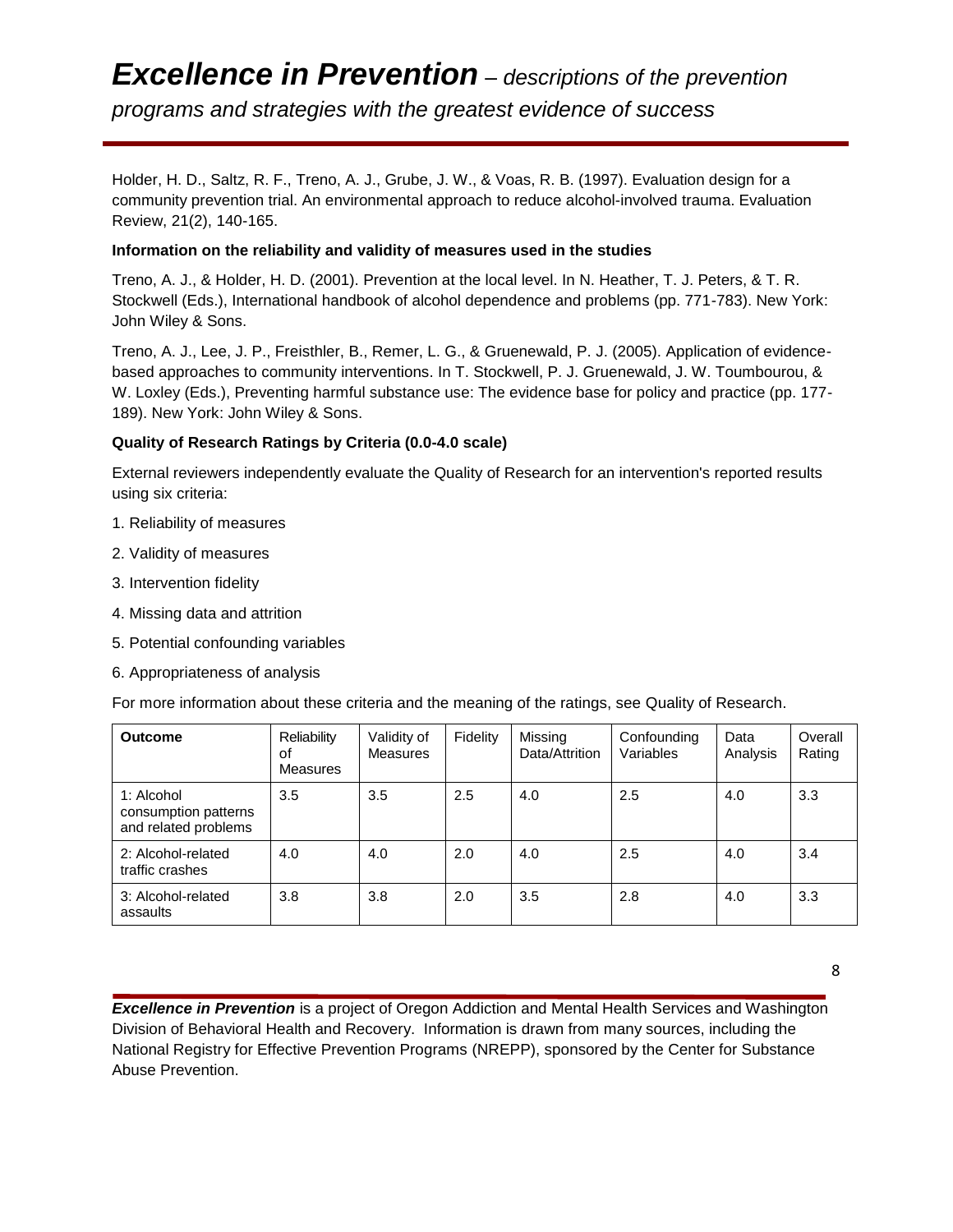Holder, H. D., Saltz, R. F., Treno, A. J., Grube, J. W., & Voas, R. B. (1997). Evaluation design for a community prevention trial. An environmental approach to reduce alcohol-involved trauma. Evaluation Review, 21(2), 140-165.

**Information on the reliability and validity of measures used in the studies**

Treno, A. J., & Holder, H. D. (2001). Prevention at the local level. In N. Heather, T. J. Peters, & T. R. Stockwell (Eds.), International handbook of alcohol dependence and problems (pp. 771-783). New York: John Wiley & Sons.

Treno, A. J., Lee, J. P., Freisthler, B., Remer, L. G., & Gruenewald, P. J. (2005). Application of evidence-based approaches to community interventions. In T. Stockwell, P. J. Gruenewald, J. W. Toumbourou, & W. Loxley (Eds.), Preventing harmful substance use: The evidence base for policy and practice (pp. 177-189). New York: John Wiley & Sons.

**Quality of Research Ratings by Criteria (0.0-4.0 scale)**

External reviewers independently evaluate the Quality of Research for an intervention's reported results using six criteria:

1. Reliability of measures
2. Validity of measures
3. Intervention fidelity
4. Missing data and attrition
5. Potential confounding variables
6. Appropriateness of analysis

For more information about these criteria and the meaning of the ratings, see Quality of Research.

| **Outcome** | Reliability of Measures | Validity of Measures | Fidelity | Missing Data/Attrition | Confounding Variables | Data Analysis | Overall Rating |
|---|---|---|---|---|---|---|---|
| 1: Alcohol consumption patterns and related problems | 3.5 | 3.5 | 2.5 | 4.0 | 2.5 | 4.0 | 3.3 |
| 2: Alcohol-related traffic crashes | 4.0 | 4.0 | 2.0 | 4.0 | 2.5 | 4.0 | 3.4 |
| 3: Alcohol-related assaults | 3.8 | 3.8 | 2.0 | 3.5 | 2.8 | 4.0 | 3.3 |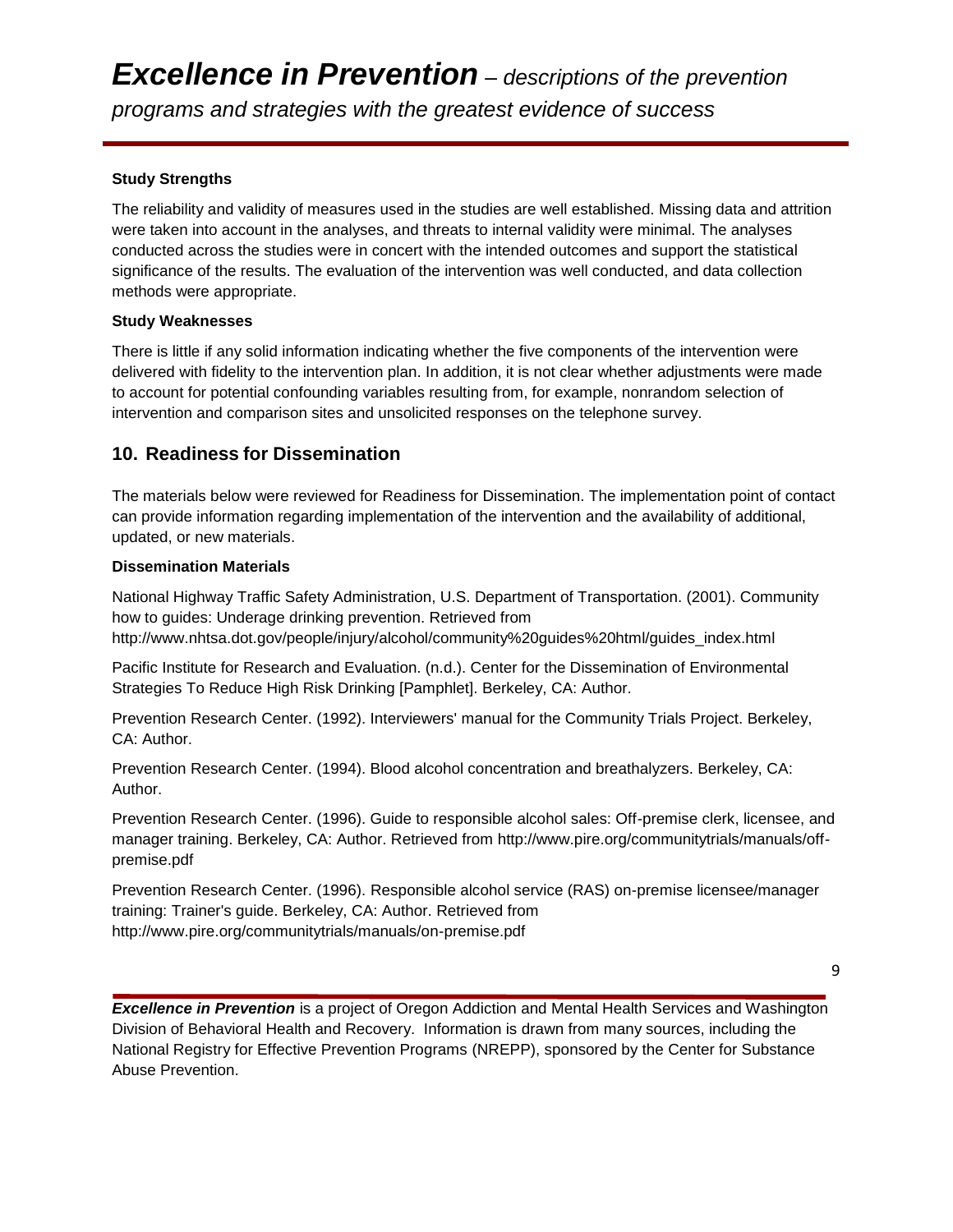**Study Strengths**

The reliability and validity of measures used in the studies are well established. Missing data and attrition were taken into account in the analyses, and threats to internal validity were minimal. The analyses conducted across the studies were in concert with the intended outcomes and support the statistical significance of the results. The evaluation of the intervention was well conducted, and data collection methods were appropriate.

**Study Weaknesses**

There is little if any solid information indicating whether the five components of the intervention were delivered with fidelity to the intervention plan. In addition, it is not clear whether adjustments were made to account for potential confounding variables resulting from, for example, nonrandom selection of intervention and comparison sites and unsolicited responses on the telephone survey.

## 10. Readiness for Dissemination

The materials below were reviewed for Readiness for Dissemination. The implementation point of contact can provide information regarding implementation of the intervention and the availability of additional, updated, or new materials.

**Dissemination Materials**

National Highway Traffic Safety Administration, U.S. Department of Transportation. (2001). Community how to guides: Underage drinking prevention. Retrieved from http://www.nhtsa.dot.gov/people/injury/alcohol/community%20guides%20html/guides_index.html

Pacific Institute for Research and Evaluation. (n.d.). Center for the Dissemination of Environmental Strategies To Reduce High Risk Drinking [Pamphlet]. Berkeley, CA: Author.

Prevention Research Center. (1992). Interviewers' manual for the Community Trials Project. Berkeley, CA: Author.

Prevention Research Center. (1994). Blood alcohol concentration and breathalyzers. Berkeley, CA: Author.

Prevention Research Center. (1996). Guide to responsible alcohol sales: Off-premise clerk, licensee, and manager training. Berkeley, CA: Author. Retrieved from http://www.pire.org/communitytrials/manuals/off-premise.pdf

Prevention Research Center. (1996). Responsible alcohol service (RAS) on-premise licensee/manager training: Trainer's guide. Berkeley, CA: Author. Retrieved from http://www.pire.org/communitytrials/manuals/on-premise.pdf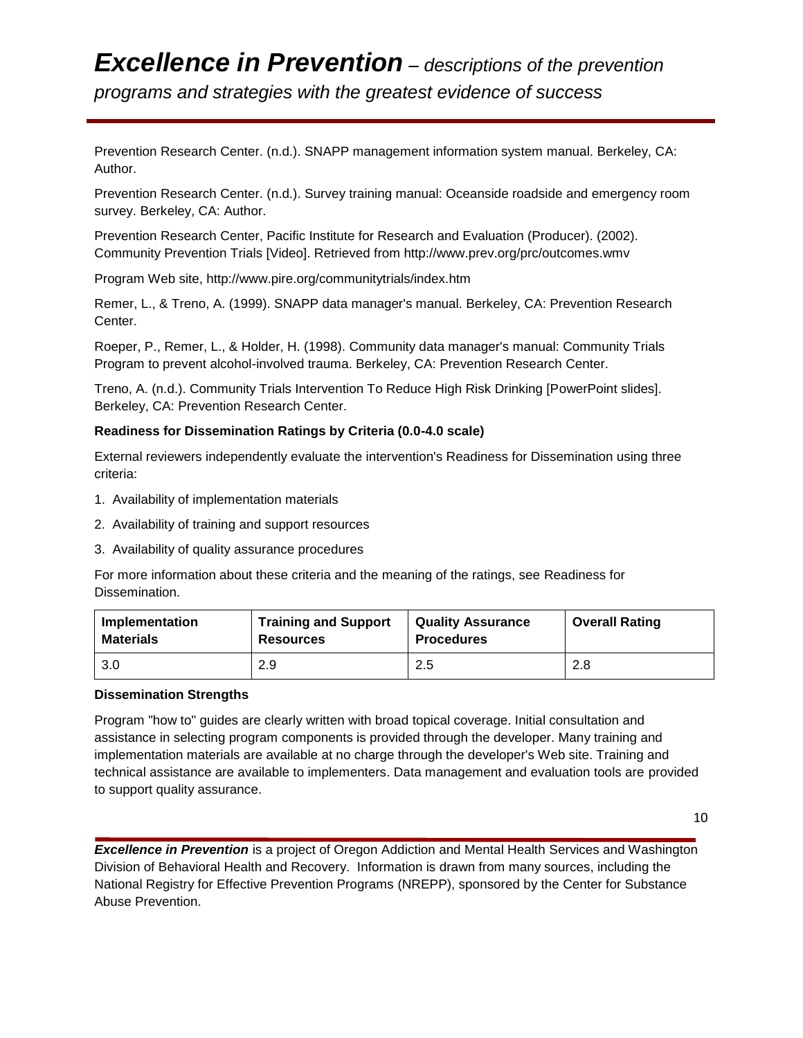Prevention Research Center. (n.d.). SNAPP management information system manual. Berkeley, CA: Author.

Prevention Research Center. (n.d.). Survey training manual: Oceanside roadside and emergency room survey. Berkeley, CA: Author.

Prevention Research Center, Pacific Institute for Research and Evaluation (Producer). (2002). Community Prevention Trials [Video]. Retrieved from http://www.prev.org/prc/outcomes.wmv

Program Web site, http://www.pire.org/communitytrials/index.htm

Remer, L., & Treno, A. (1999). SNAPP data manager's manual. Berkeley, CA: Prevention Research Center.

Roeper, P., Remer, L., & Holder, H. (1998). Community data manager's manual: Community Trials Program to prevent alcohol-involved trauma. Berkeley, CA: Prevention Research Center.

Treno, A. (n.d.). Community Trials Intervention To Reduce High Risk Drinking [PowerPoint slides]. Berkeley, CA: Prevention Research Center.

**Readiness for Dissemination Ratings by Criteria (0.0-4.0 scale)**

External reviewers independently evaluate the intervention's Readiness for Dissemination using three criteria:

1. Availability of implementation materials
2. Availability of training and support resources
3. Availability of quality assurance procedures

For more information about these criteria and the meaning of the ratings, see Readiness for Dissemination.

| Implementation Materials | Training and Support Resources | Quality Assurance Procedures | Overall Rating |
|---|---|---|---|
| 3.0 | 2.9 | 2.5 | 2.8 |

**Dissemination Strengths**

Program "how to" guides are clearly written with broad topical coverage. Initial consultation and assistance in selecting program components is provided through the developer. Many training and implementation materials are available at no charge through the developer's Web site. Training and technical assistance are available to implementers. Data management and evaluation tools are provided to support quality assurance.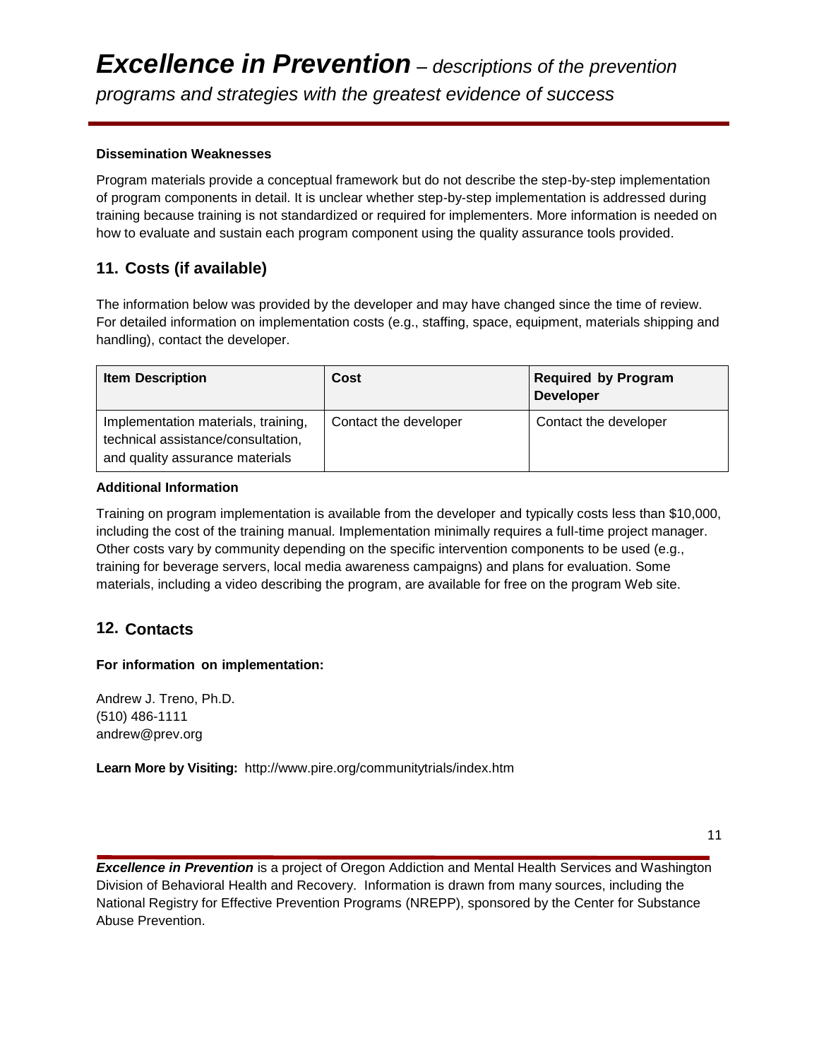**Dissemination Weaknesses**

Program materials provide a conceptual framework but do not describe the step-by-step implementation of program components in detail. It is unclear whether step-by-step implementation is addressed during training because training is not standardized or required for implementers. More information is needed on how to evaluate and sustain each program component using the quality assurance tools provided.

## 11. Costs (if available)

The information below was provided by the developer and may have changed since the time of review. For detailed information on implementation costs (e.g., staffing, space, equipment, materials shipping and handling), contact the developer.

| Item Description | Cost | Required by Program Developer |
| --- | --- | --- |
| Implementation materials, training, technical assistance/consultation, and quality assurance materials | Contact the developer | Contact the developer |

**Additional Information**

Training on program implementation is available from the developer and typically costs less than $10,000, including the cost of the training manual. Implementation minimally requires a full-time project manager. Other costs vary by community depending on the specific intervention components to be used (e.g., training for beverage servers, local media awareness campaigns) and plans for evaluation. Some materials, including a video describing the program, are available for free on the program Web site.

## 12. Contacts

**For information on implementation:**

Andrew J. Treno, Ph.D.
(510) 486-1111
andrew@prev.org

**Learn More by Visiting:** http://www.pire.org/communitytrials/index.htm

***Excellence in Prevention*** is a project of Oregon Addiction and Mental Health Services and Washington Division of Behavioral Health and Recovery. Information is drawn from many sources, including the National Registry for Effective Prevention Programs (NREPP), sponsored by the Center for Substance Abuse Prevention.